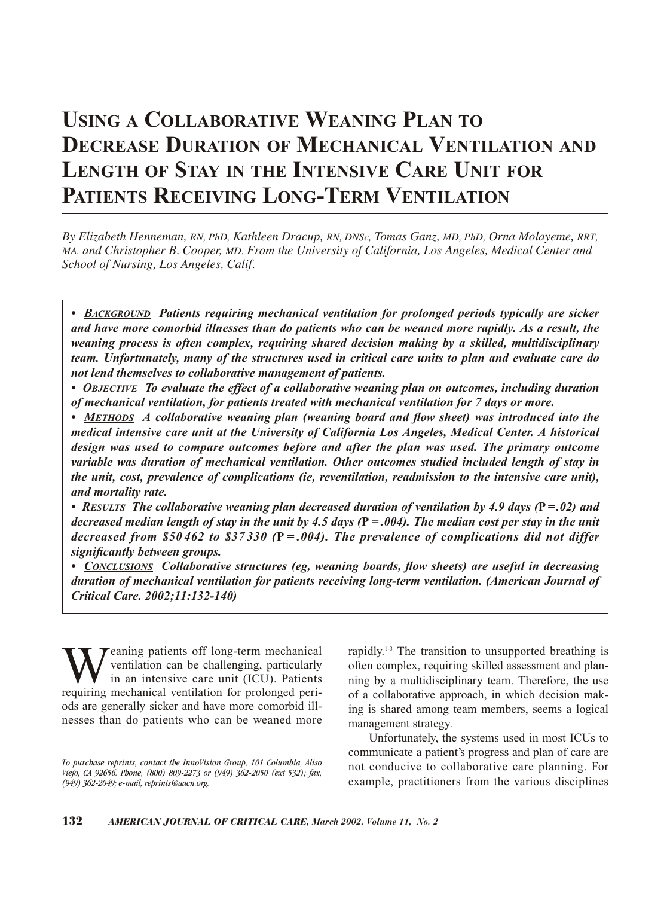# Using a Collaborative Weaning Plan to Decrease Duration of Mechanical Ventilation and Length of Stay in the Intensive Care Unit for Patients Receiving Long-Term Ventilation

*By Elizabeth Henneman, RN, PhD, Kathleen Dracup, RN, DNSc, Tomas Ganz, MD, PhD, Orna Molayeme, RRT, MA, and Christopher B. Cooper, MD. From the University of California, Los Angeles, Medical Center and School of Nursing, Los Angeles, Calif.*

- ***Background*** ***Patients requiring mechanical ventilation for prolonged periods typically are sicker and have more comorbid illnesses than do patients who can be weaned more rapidly. As a result, the weaning process is often complex, requiring shared decision making by a skilled, multidisciplinary team. Unfortunately, many of the structures used in critical care units to plan and evaluate care do not lend themselves to collaborative management of patients.***
- ***Objective*** ***To evaluate the effect of a collaborative weaning plan on outcomes, including duration of mechanical ventilation, for patients treated with mechanical ventilation for 7 days or more.***
- ***Methods*** ***A collaborative weaning plan (weaning board and flow sheet) was introduced into the medical intensive care unit at the University of California Los Angeles, Medical Center. A historical design was used to compare outcomes before and after the plan was used. The primary outcome variable was duration of mechanical ventilation. Other outcomes studied included length of stay in the unit, cost, prevalence of complications (ie, reventilation, readmission to the intensive care unit), and mortality rate.***
- ***Results*** ***The collaborative weaning plan decreased duration of ventilation by 4.9 days (P = .02) and decreased median length of stay in the unit by 4.5 days (P = .004). The median cost per stay in the unit decreased from $50 462 to $37 330 (P = .004). The prevalence of complications did not differ significantly between groups.***
- ***Conclusions*** ***Collaborative structures (eg, weaning boards, flow sheets) are useful in decreasing duration of mechanical ventilation for patients receiving long-term ventilation. (American Journal of Critical Care. 2002;11:132-140)***

Weaning patients off long-term mechanical ventilation can be challenging, particularly in an intensive care unit (ICU). Patients requiring mechanical ventilation for prolonged periods are generally sicker and have more comorbid illnesses than do patients who can be weaned more rapidly.[1-3] The transition to unsupported breathing is often complex, requiring skilled assessment and planning by a multidisciplinary team. Therefore, the use of a collaborative approach, in which decision making is shared among team members, seems a logical management strategy.

Unfortunately, the systems used in most ICUs to communicate a patient's progress and plan of care are not conducive to collaborative care planning. For example, practitioners from the various disciplines

*To purchase reprints, contact the InnoVision Group, 101 Columbia, Aliso Viejo, CA 92656. Phone, (800) 809-2273 or (949) 362-2050 (ext 532); fax, (949) 362-2049; e-mail, reprints@aacn.org.*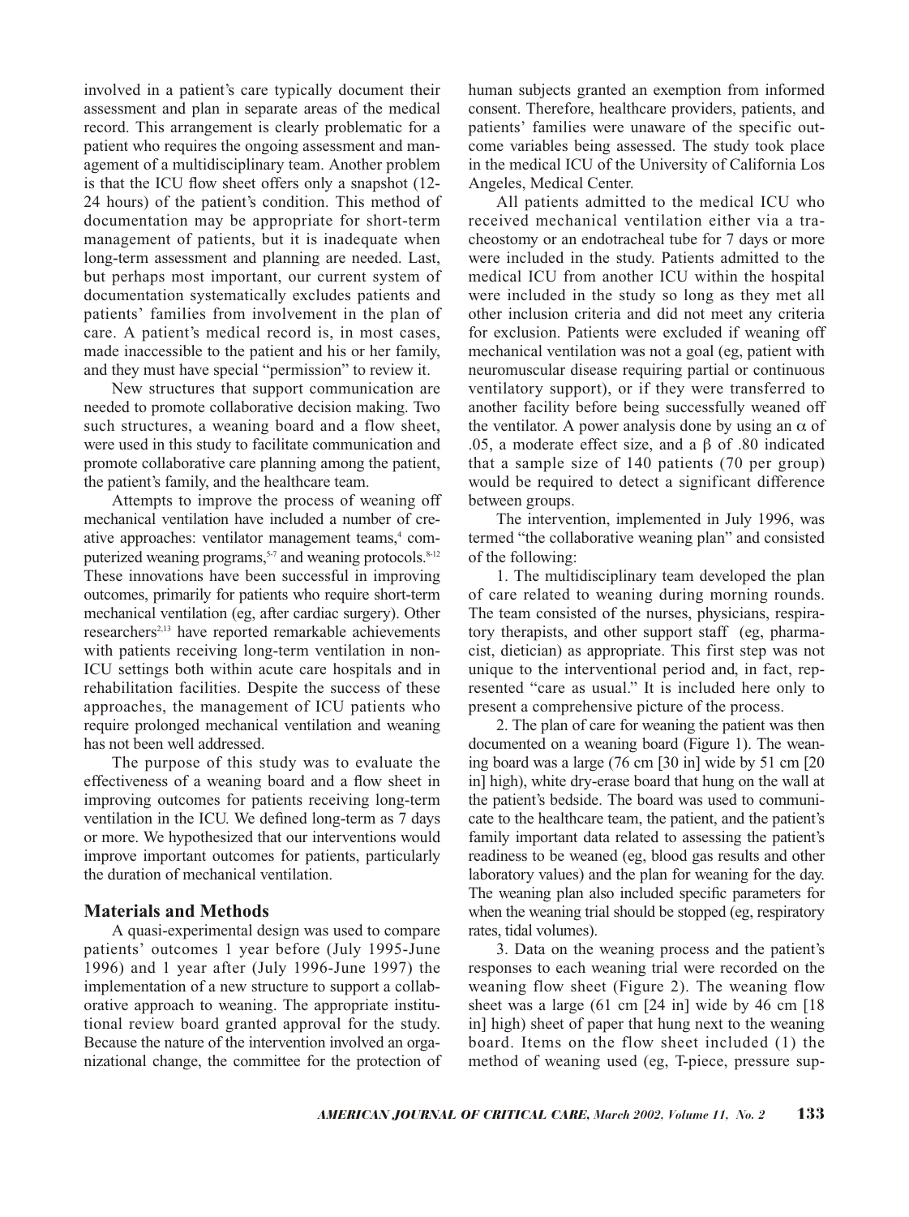involved in a patient's care typically document their assessment and plan in separate areas of the medical record. This arrangement is clearly problematic for a patient who requires the ongoing assessment and management of a multidisciplinary team. Another problem is that the ICU flow sheet offers only a snapshot (12-24 hours) of the patient's condition. This method of documentation may be appropriate for short-term management of patients, but it is inadequate when long-term assessment and planning are needed. Last, but perhaps most important, our current system of documentation systematically excludes patients and patients' families from involvement in the plan of care. A patient's medical record is, in most cases, made inaccessible to the patient and his or her family, and they must have special "permission" to review it.

New structures that support communication are needed to promote collaborative decision making. Two such structures, a weaning board and a flow sheet, were used in this study to facilitate communication and promote collaborative care planning among the patient, the patient's family, and the healthcare team.

Attempts to improve the process of weaning off mechanical ventilation have included a number of creative approaches: ventilator management teams,[4] computerized weaning programs,[5-7] and weaning protocols.[8-12] These innovations have been successful in improving outcomes, primarily for patients who require short-term mechanical ventilation (eg, after cardiac surgery). Other researchers[2,13] have reported remarkable achievements with patients receiving long-term ventilation in non-ICU settings both within acute care hospitals and in rehabilitation facilities. Despite the success of these approaches, the management of ICU patients who require prolonged mechanical ventilation and weaning has not been well addressed.

The purpose of this study was to evaluate the effectiveness of a weaning board and a flow sheet in improving outcomes for patients receiving long-term ventilation in the ICU. We defined long-term as 7 days or more. We hypothesized that our interventions would improve important outcomes for patients, particularly the duration of mechanical ventilation.

## Materials and Methods

A quasi-experimental design was used to compare patients' outcomes 1 year before (July 1995-June 1996) and 1 year after (July 1996-June 1997) the implementation of a new structure to support a collaborative approach to weaning. The appropriate institutional review board granted approval for the study. Because the nature of the intervention involved an organizational change, the committee for the protection of human subjects granted an exemption from informed consent. Therefore, healthcare providers, patients, and patients' families were unaware of the specific outcome variables being assessed. The study took place in the medical ICU of the University of California Los Angeles, Medical Center.

All patients admitted to the medical ICU who received mechanical ventilation either via a tracheostomy or an endotracheal tube for 7 days or more were included in the study. Patients admitted to the medical ICU from another ICU within the hospital were included in the study so long as they met all other inclusion criteria and did not meet any criteria for exclusion. Patients were excluded if weaning off mechanical ventilation was not a goal (eg, patient with neuromuscular disease requiring partial or continuous ventilatory support), or if they were transferred to another facility before being successfully weaned off the ventilator. A power analysis done by using an $\alpha$ of .05, a moderate effect size, and a $\beta$ of .80 indicated that a sample size of 140 patients (70 per group) would be required to detect a significant difference between groups.

The intervention, implemented in July 1996, was termed "the collaborative weaning plan" and consisted of the following:

1. The multidisciplinary team developed the plan of care related to weaning during morning rounds. The team consisted of the nurses, physicians, respiratory therapists, and other support staff (eg, pharmacist, dietician) as appropriate. This first step was not unique to the interventional period and, in fact, represented "care as usual." It is included here only to present a comprehensive picture of the process.

2. The plan of care for weaning the patient was then documented on a weaning board (Figure 1). The weaning board was a large (76 cm [30 in] wide by 51 cm [20 in] high), white dry-erase board that hung on the wall at the patient's bedside. The board was used to communicate to the healthcare team, the patient, and the patient's family important data related to assessing the patient's readiness to be weaned (eg, blood gas results and other laboratory values) and the plan for weaning for the day. The weaning plan also included specific parameters for when the weaning trial should be stopped (eg, respiratory rates, tidal volumes).

3. Data on the weaning process and the patient's responses to each weaning trial were recorded on the weaning flow sheet (Figure 2). The weaning flow sheet was a large (61 cm [24 in] wide by 46 cm [18 in] high) sheet of paper that hung next to the weaning board. Items on the flow sheet included (1) the method of weaning used (eg, T-piece, pressure sup-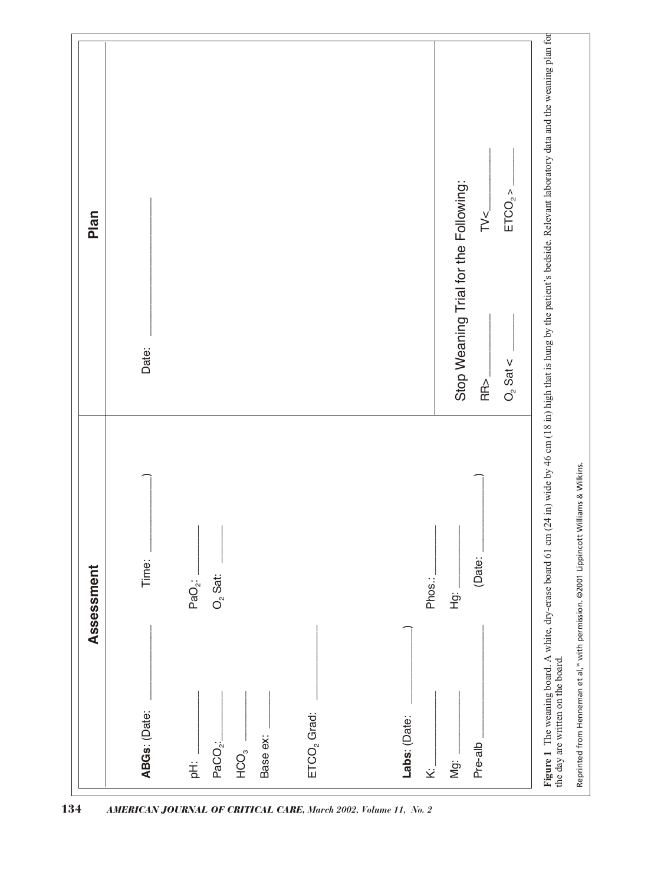| Assessment | Plan |
| --- | --- |
| **ABGs**: (Date: \_\_\_\_\_\_\_\_\_\_ Time: \_\_\_\_\_\_\_\_\_\_) | Date: \_\_\_\_\_\_\_\_\_\_\_\_\_\_\_\_\_\_\_\_ |
| pH: \_\_\_\_\_\_\_\_ $PaO_2$: \_\_\_\_\_\_\_\_ | |
| $PaCO_2$: \_\_\_\_\_\_\_\_ $O_2$ Sat: \_\_\_\_\_\_\_\_ | |
| $HCO_3$ \_\_\_\_\_\_\_\_ | |
| Base ex: \_\_\_\_\_\_\_\_ | |
| $ETCO_2$ Grad: \_\_\_\_\_\_\_\_\_\_\_\_ | |
| **Labs**: (Date: \_\_\_\_\_\_\_\_\_\_) | |
| K: \_\_\_\_\_\_\_\_ Phos.: \_\_\_\_\_\_\_\_ | Stop Weaning Trial for the Following: |
| Mg: \_\_\_\_\_\_\_\_ Hg: \_\_\_\_\_\_\_\_ | RR> \_\_\_\_\_\_\_\_ TV< \_\_\_\_\_\_\_\_ |
| Pre-alb \_\_\_\_\_\_\_\_\_\_\_\_ (Date: \_\_\_\_\_\_\_\_\_\_) | $O_2$ Sat < \_\_\_\_\_\_\_\_ $ETCO_2$ > \_\_\_\_\_\_\_\_ |

**Figure 1** The weaning board. A white, dry-erase board 61 cm (24 in) wide by 46 cm (18 in) high that is hung by the patient's bedside. Relevant laboratory data and the weaning plan for the day are written on the board.

Reprinted from Henneman et al,[14] with permission. ©2001 Lippincott Williams & Wilkins.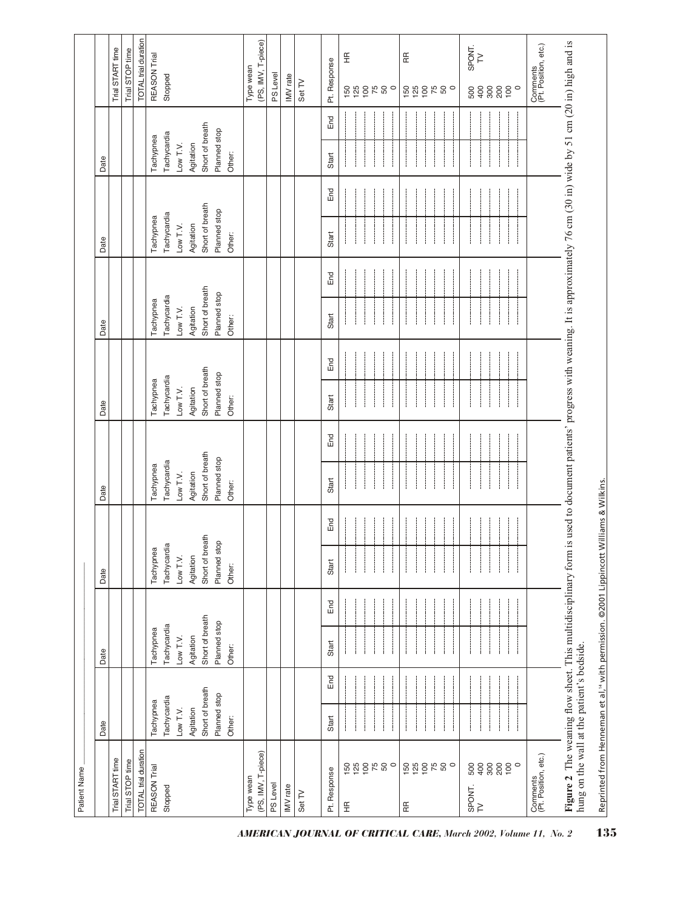Patient Name ______________

| | Date | | Date | | Date | | Date | | Date | | Date | | Date | | |
|---|---|---|---|---|---|---|---|---|---|---|---|---|---|---|---|
| Trial START time | | | | | | | | | | | | | | | Trial START time |
| Trial STOP time | | | | | | | | | | | | | | | Trial STOP time |
| TOTAL trial duration | | | | | | | | | | | | | | | TOTAL trial duration |
| REASON Trial Stopped | Tachypnea<br>Tachycardia<br>Low T.V.<br>Agitation<br>Short of breath<br>Planned stop<br>Other: | | Tachypnea<br>Tachycardia<br>Low T.V.<br>Agitation<br>Short of breath<br>Planned stop<br>Other: | | Tachypnea<br>Tachycardia<br>Low T.V.<br>Agitation<br>Short of breath<br>Planned stop<br>Other: | | Tachypnea<br>Tachycardia<br>Low T.V.<br>Agitation<br>Short of breath<br>Planned stop<br>Other: | | Tachypnea<br>Tachycardia<br>Low T.V.<br>Agitation<br>Short of breath<br>Planned stop<br>Other: | | Tachypnea<br>Tachycardia<br>Low T.V.<br>Agitation<br>Short of breath<br>Planned stop<br>Other: | | Tachypnea<br>Tachycardia<br>Low T.V.<br>Agitation<br>Short of breath<br>Planned stop<br>Other: | | REASON Trial Stopped |
| Type wean (PS, IMV, T-piece) | | | | | | | | | | | | | | | Type wean (PS, IMV, T-piece) |
| PS Level | | | | | | | | | | | | | | | PS Level |
| IMV rate | | | | | | | | | | | | | | | IMV rate |
| Set TV | | | | | | | | | | | | | | | Set TV |
| Pt. Response | Start | End | Start | End | Start | End | Start | End | Start | End | Start | End | Start | End | Pt. Response |
| HR 150 125 100 75 50 0 | | | | | | | | | | | | | | | 150 125 100 75 50 0 HR |
| RR 150 125 100 75 50 0 | | | | | | | | | | | | | | | 150 125 100 75 50 0 RR |
| SPONT. TV 500 400 300 200 100 0 | | | | | | | | | | | | | | | 500 400 300 200 100 0 SPONT. TV |
| Comments (Pt. Position, etc.) | | | | | | | | | | | | | | | Comments (Pt. Position, etc.) |

**Figure 2** The weaning flow sheet. This multidisciplinary form is used to document patients' progress with weaning. It is approximately 76 cm (30 in) wide by 51 cm (20 in) high and is hung on the wall at the patient's bedside.

Reprinted from Henneman et al,[14] with permission. ©2001 Lippincott Williams & Wilkins.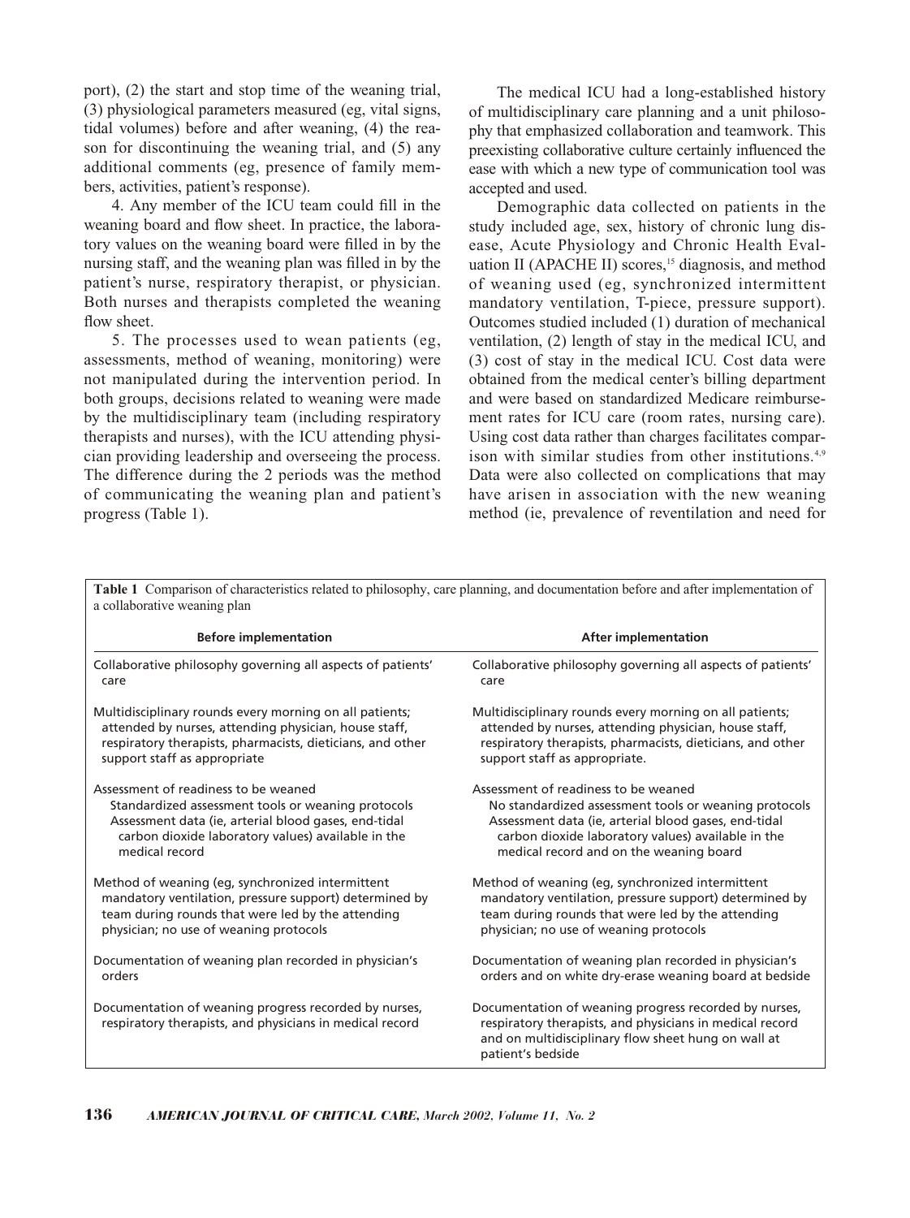port), (2) the start and stop time of the weaning trial, (3) physiological parameters measured (eg, vital signs, tidal volumes) before and after weaning, (4) the reason for discontinuing the weaning trial, and (5) any additional comments (eg, presence of family members, activities, patient's response).

4. Any member of the ICU team could fill in the weaning board and flow sheet. In practice, the laboratory values on the weaning board were filled in by the nursing staff, and the weaning plan was filled in by the patient's nurse, respiratory therapist, or physician. Both nurses and therapists completed the weaning flow sheet.

5. The processes used to wean patients (eg, assessments, method of weaning, monitoring) were not manipulated during the intervention period. In both groups, decisions related to weaning were made by the multidisciplinary team (including respiratory therapists and nurses), with the ICU attending physician providing leadership and overseeing the process. The difference during the 2 periods was the method of communicating the weaning plan and patient's progress (Table 1).

The medical ICU had a long-established history of multidisciplinary care planning and a unit philosophy that emphasized collaboration and teamwork. This preexisting collaborative culture certainly influenced the ease with which a new type of communication tool was accepted and used.

Demographic data collected on patients in the study included age, sex, history of chronic lung disease, Acute Physiology and Chronic Health Evaluation II (APACHE II) scores,[15] diagnosis, and method of weaning used (eg, synchronized intermittent mandatory ventilation, T-piece, pressure support). Outcomes studied included (1) duration of mechanical ventilation, (2) length of stay in the medical ICU, and (3) cost of stay in the medical ICU. Cost data were obtained from the medical center's billing department and were based on standardized Medicare reimbursement rates for ICU care (room rates, nursing care). Using cost data rather than charges facilitates comparison with similar studies from other institutions.[4,9] Data were also collected on complications that may have arisen in association with the new weaning method (ie, prevalence of reventilation and need for

**Table 1** Comparison of characteristics related to philosophy, care planning, and documentation before and after implementation of a collaborative weaning plan

| Before implementation | After implementation |
|---|---|
| Collaborative philosophy governing all aspects of patients' care | Collaborative philosophy governing all aspects of patients' care |
| Multidisciplinary rounds every morning on all patients; attended by nurses, attending physician, house staff, respiratory therapists, pharmacists, dieticians, and other support staff as appropriate | Multidisciplinary rounds every morning on all patients; attended by nurses, attending physician, house staff, respiratory therapists, pharmacists, dieticians, and other support staff as appropriate. |
| Assessment of readiness to be weaned<br>Standardized assessment tools or weaning protocols<br>Assessment data (ie, arterial blood gases, end-tidal carbon dioxide laboratory values) available in the medical record | Assessment of readiness to be weaned<br>No standardized assessment tools or weaning protocols<br>Assessment data (ie, arterial blood gases, end-tidal carbon dioxide laboratory values) available in the medical record and on the weaning board |
| Method of weaning (eg, synchronized intermittent mandatory ventilation, pressure support) determined by team during rounds that were led by the attending physician; no use of weaning protocols | Method of weaning (eg, synchronized intermittent mandatory ventilation, pressure support) determined by team during rounds that were led by the attending physician; no use of weaning protocols |
| Documentation of weaning plan recorded in physician's orders | Documentation of weaning plan recorded in physician's orders and on white dry-erase weaning board at bedside |
| Documentation of weaning progress recorded by nurses, respiratory therapists, and physicians in medical record | Documentation of weaning progress recorded by nurses, respiratory therapists, and physicians in medical record and on multidisciplinary flow sheet hung on wall at patient's bedside |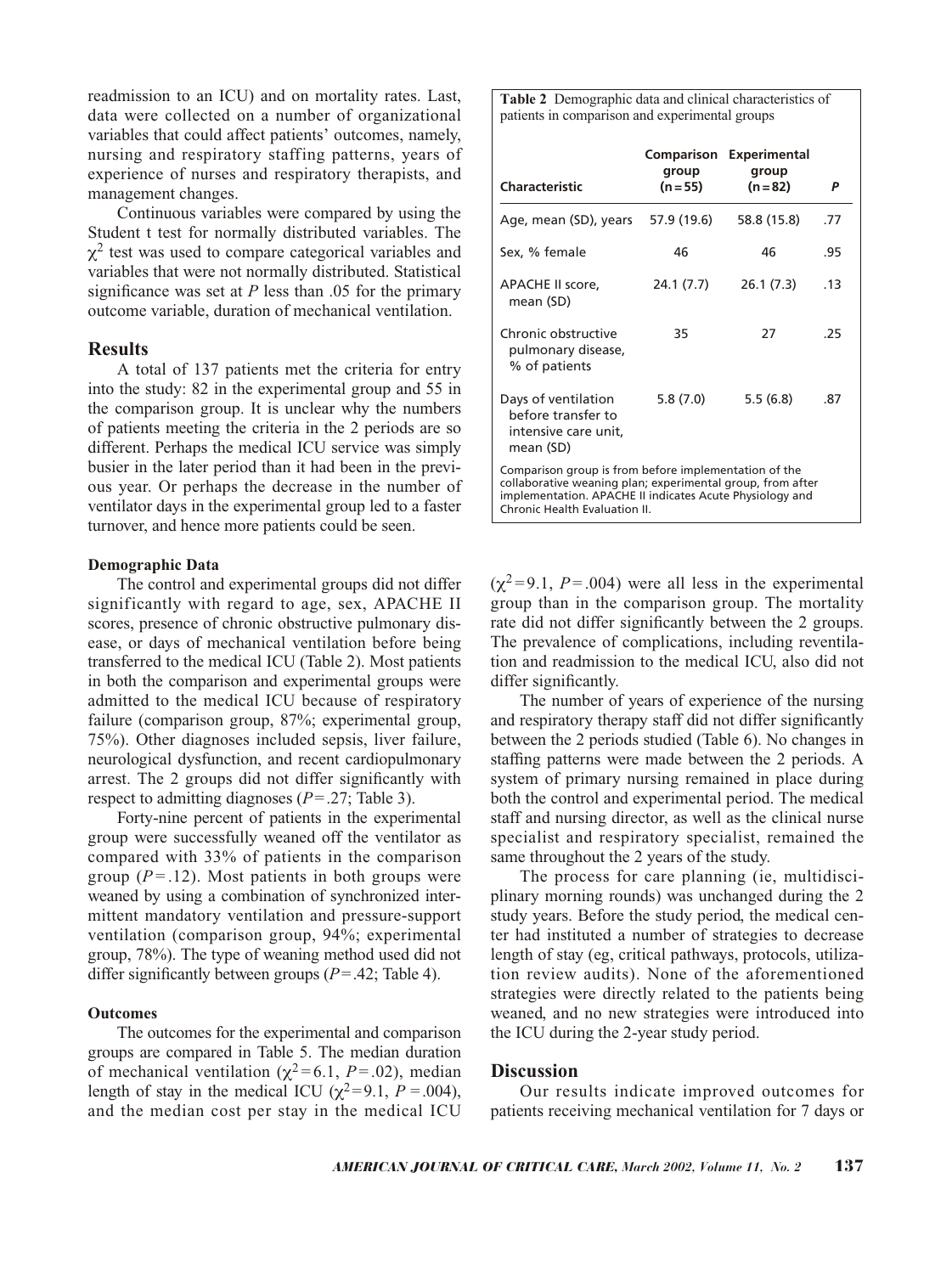readmission to an ICU) and on mortality rates. Last, data were collected on a number of organizational variables that could affect patients' outcomes, namely, nursing and respiratory staffing patterns, years of experience of nurses and respiratory therapists, and management changes.

Continuous variables were compared by using the Student t test for normally distributed variables. The $\chi^2$ test was used to compare categorical variables and variables that were not normally distributed. Statistical significance was set at *P* less than .05 for the primary outcome variable, duration of mechanical ventilation.

## Results

A total of 137 patients met the criteria for entry into the study: 82 in the experimental group and 55 in the comparison group. It is unclear why the numbers of patients meeting the criteria in the 2 periods are so different. Perhaps the medical ICU service was simply busier in the later period than it had been in the previous year. Or perhaps the decrease in the number of ventilator days in the experimental group led to a faster turnover, and hence more patients could be seen.

### Demographic Data

The control and experimental groups did not differ significantly with regard to age, sex, APACHE II scores, presence of chronic obstructive pulmonary disease, or days of mechanical ventilation before being transferred to the medical ICU (Table 2). Most patients in both the comparison and experimental groups were admitted to the medical ICU because of respiratory failure (comparison group, 87%; experimental group, 75%). Other diagnoses included sepsis, liver failure, neurological dysfunction, and recent cardiopulmonary arrest. The 2 groups did not differ significantly with respect to admitting diagnoses ($P = .27$; Table 3).

Forty-nine percent of patients in the experimental group were successfully weaned off the ventilator as compared with 33% of patients in the comparison group ($P = .12$). Most patients in both groups were weaned by using a combination of synchronized intermittent mandatory ventilation and pressure-support ventilation (comparison group, 94%; experimental group, 78%). The type of weaning method used did not differ significantly between groups ($P = .42$; Table 4).

**Table 2** Demographic data and clinical characteristics of patients in comparison and experimental groups

| Characteristic | Comparison group (n = 55) | Experimental group (n = 82) | *P* |
|---|---|---|---|
| Age, mean (SD), years | 57.9 (19.6) | 58.8 (15.8) | .77 |
| Sex, % female | 46 | 46 | .95 |
| APACHE II score, mean (SD) | 24.1 (7.7) | 26.1 (7.3) | .13 |
| Chronic obstructive pulmonary disease, % of patients | 35 | 27 | .25 |
| Days of ventilation before transfer to intensive care unit, mean (SD) | 5.8 (7.0) | 5.5 (6.8) | .87 |

Comparison group is from before implementation of the collaborative weaning plan; experimental group, from after implementation. APACHE II indicates Acute Physiology and Chronic Health Evaluation II.

### Outcomes

The outcomes for the experimental and comparison groups are compared in Table 5. The median duration of mechanical ventilation ($\chi^2 = 6.1$, $P = .02$), median length of stay in the medical ICU ($\chi^2 = 9.1$, $P = .004$), and the median cost per stay in the medical ICU ($\chi^2 = 9.1$, $P = .004$) were all less in the experimental group than in the comparison group. The mortality rate did not differ significantly between the 2 groups. The prevalence of complications, including reventilation and readmission to the medical ICU, also did not differ significantly.

The number of years of experience of the nursing and respiratory therapy staff did not differ significantly between the 2 periods studied (Table 6). No changes in staffing patterns were made between the 2 periods. A system of primary nursing remained in place during both the control and experimental period. The medical staff and nursing director, as well as the clinical nurse specialist and respiratory specialist, remained the same throughout the 2 years of the study.

The process for care planning (ie, multidisciplinary morning rounds) was unchanged during the 2 study years. Before the study period, the medical center had instituted a number of strategies to decrease length of stay (eg, critical pathways, protocols, utilization review audits). None of the aforementioned strategies were directly related to the patients being weaned, and no new strategies were introduced into the ICU during the 2-year study period.

## Discussion

Our results indicate improved outcomes for patients receiving mechanical ventilation for 7 days or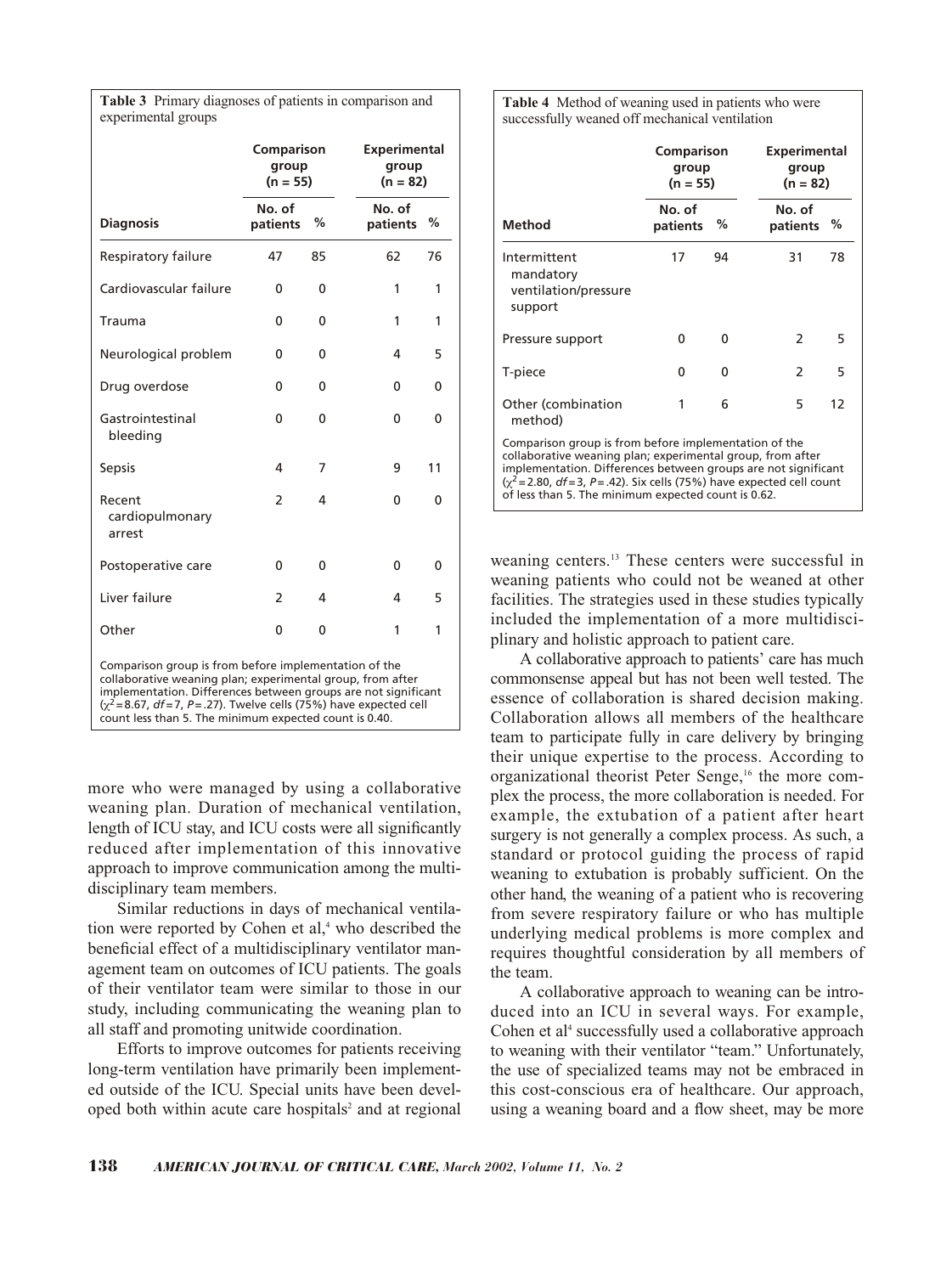**Table 3** Primary diagnoses of patients in comparison and experimental groups

| Diagnosis | Comparison group (n = 55) | | Experimental group (n = 82) | |
|---|---|---|---|---|
| | No. of patients | % | No. of patients | % |
| Respiratory failure | 47 | 85 | 62 | 76 |
| Cardiovascular failure | 0 | 0 | 1 | 1 |
| Trauma | 0 | 0 | 1 | 1 |
| Neurological problem | 0 | 0 | 4 | 5 |
| Drug overdose | 0 | 0 | 0 | 0 |
| Gastrointestinal bleeding | 0 | 0 | 0 | 0 |
| Sepsis | 4 | 7 | 9 | 11 |
| Recent cardiopulmonary arrest | 2 | 4 | 0 | 0 |
| Postoperative care | 0 | 0 | 0 | 0 |
| Liver failure | 2 | 4 | 4 | 5 |
| Other | 0 | 0 | 1 | 1 |

Comparison group is from before implementation of the collaborative weaning plan; experimental group, from after implementation. Differences between groups are not significant ($\chi^2 = 8.67$, $df = 7$, $P = .27$). Twelve cells (75%) have expected cell count less than 5. The minimum expected count is 0.40.

**Table 4** Method of weaning used in patients who were successfully weaned off mechanical ventilation

| Method | Comparison group (n = 55) | | Experimental group (n = 82) | |
|---|---|---|---|---|
| | No. of patients | % | No. of patients | % |
| Intermittent mandatory ventilation/pressure support | 17 | 94 | 31 | 78 |
| Pressure support | 0 | 0 | 2 | 5 |
| T-piece | 0 | 0 | 2 | 5 |
| Other (combination method) | 1 | 6 | 5 | 12 |

Comparison group is from before implementation of the collaborative weaning plan; experimental group, from after implementation. Differences between groups are not significant ($\chi^2 = 2.80$, $df = 3$, $P = .42$). Six cells (75%) have expected cell count of less than 5. The minimum expected count is 0.62.

more who were managed by using a collaborative weaning plan. Duration of mechanical ventilation, length of ICU stay, and ICU costs were all significantly reduced after implementation of this innovative approach to improve communication among the multidisciplinary team members.

Similar reductions in days of mechanical ventilation were reported by Cohen et al,[4] who described the beneficial effect of a multidisciplinary ventilator management team on outcomes of ICU patients. The goals of their ventilator team were similar to those in our study, including communicating the weaning plan to all staff and promoting unitwide coordination.

Efforts to improve outcomes for patients receiving long-term ventilation have primarily been implemented outside of the ICU. Special units have been developed both within acute care hospitals[2] and at regional weaning centers.[13] These centers were successful in weaning patients who could not be weaned at other facilities. The strategies used in these studies typically included the implementation of a more multidisciplinary and holistic approach to patient care.

A collaborative approach to patients' care has much commonsense appeal but has not been well tested. The essence of collaboration is shared decision making. Collaboration allows all members of the healthcare team to participate fully in care delivery by bringing their unique expertise to the process. According to organizational theorist Peter Senge,[16] the more complex the process, the more collaboration is needed. For example, the extubation of a patient after heart surgery is not generally a complex process. As such, a standard or protocol guiding the process of rapid weaning to extubation is probably sufficient. On the other hand, the weaning of a patient who is recovering from severe respiratory failure or who has multiple underlying medical problems is more complex and requires thoughtful consideration by all members of the team.

A collaborative approach to weaning can be introduced into an ICU in several ways. For example, Cohen et al[4] successfully used a collaborative approach to weaning with their ventilator "team." Unfortunately, the use of specialized teams may not be embraced in this cost-conscious era of healthcare. Our approach, using a weaning board and a flow sheet, may be more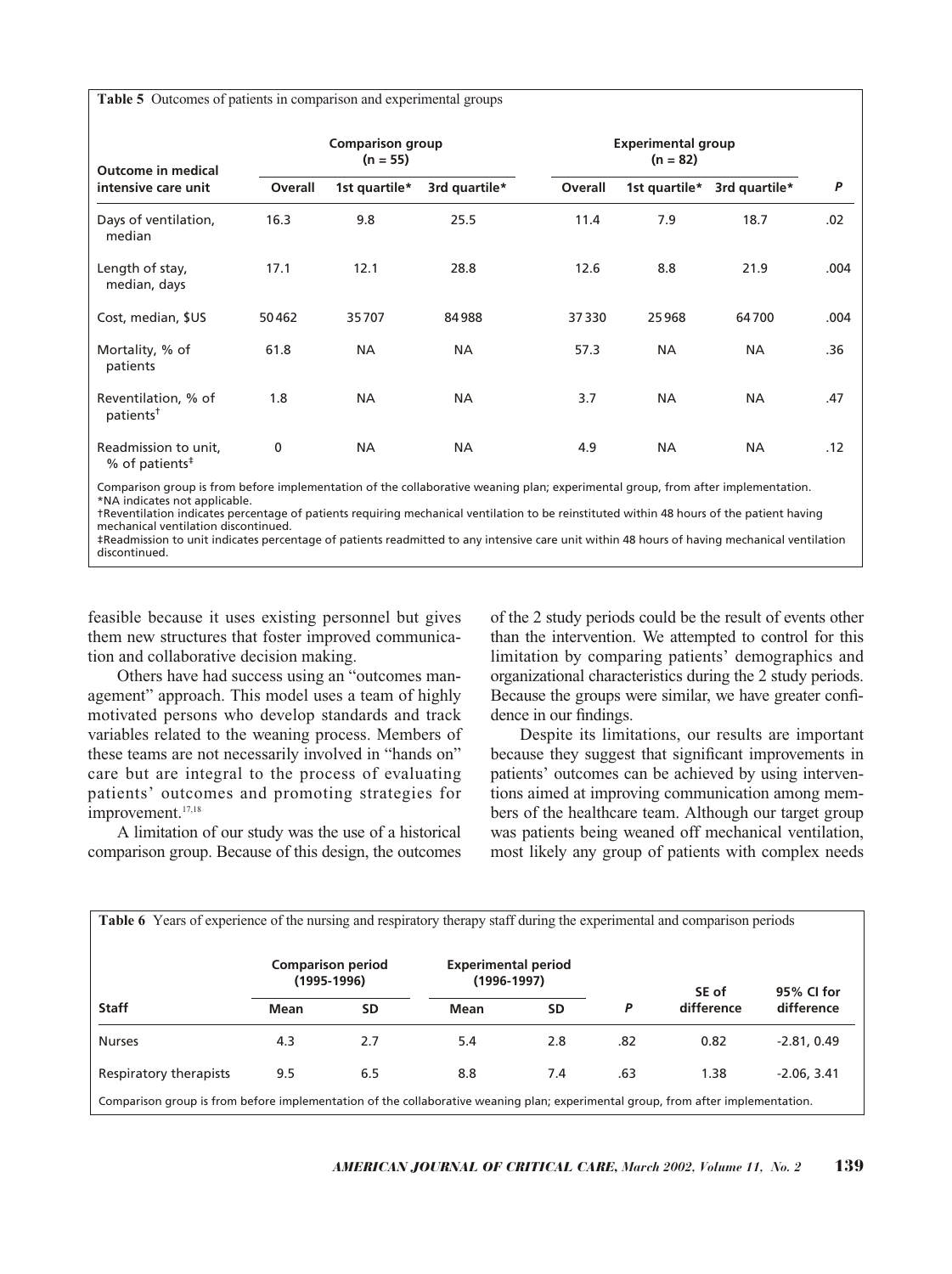**Table 5** Outcomes of patients in comparison and experimental groups

| Outcome in medical intensive care unit | Comparison group (n = 55) | | | Experimental group (n = 82) | | | |
|---|---|---|---|---|---|---|---|
| | Overall | 1st quartile* | 3rd quartile* | Overall | 1st quartile* | 3rd quartile* | P |
| Days of ventilation, median | 16.3 | 9.8 | 25.5 | 11.4 | 7.9 | 18.7 | .02 |
| Length of stay, median, days | 17.1 | 12.1 | 28.8 | 12.6 | 8.8 | 21.9 | .004 |
| Cost, median, $US | 50462 | 35707 | 84988 | 37330 | 25968 | 64700 | .004 |
| Mortality, % of patients | 61.8 | NA | NA | 57.3 | NA | NA | .36 |
| Reventilation, % of patients† | 1.8 | NA | NA | 3.7 | NA | NA | .47 |
| Readmission to unit, % of patients‡ | 0 | NA | NA | 4.9 | NA | NA | .12 |

Comparison group is from before implementation of the collaborative weaning plan; experimental group, from after implementation.
*NA indicates not applicable.
†Reventilation indicates percentage of patients requiring mechanical ventilation to be reinstituted within 48 hours of the patient having mechanical ventilation discontinued.
‡Readmission to unit indicates percentage of patients readmitted to any intensive care unit within 48 hours of having mechanical ventilation discontinued.

feasible because it uses existing personnel but gives them new structures that foster improved communication and collaborative decision making.

Others have had success using an "outcomes management" approach. This model uses a team of highly motivated persons who develop standards and track variables related to the weaning process. Members of these teams are not necessarily involved in "hands on" care but are integral to the process of evaluating patients' outcomes and promoting strategies for improvement.[17,18]

A limitation of our study was the use of a historical comparison group. Because of this design, the outcomes of the 2 study periods could be the result of events other than the intervention. We attempted to control for this limitation by comparing patients' demographics and organizational characteristics during the 2 study periods. Because the groups were similar, we have greater confidence in our findings.

Despite its limitations, our results are important because they suggest that significant improvements in patients' outcomes can be achieved by using interventions aimed at improving communication among members of the healthcare team. Although our target group was patients being weaned off mechanical ventilation, most likely any group of patients with complex needs

**Table 6** Years of experience of the nursing and respiratory therapy staff during the experimental and comparison periods

| Staff | Comparison period (1995-1996) | | Experimental period (1996-1997) | | | | |
|---|---|---|---|---|---|---|---|
| | Mean | SD | Mean | SD | P | SE of difference | 95% CI for difference |
| Nurses | 4.3 | 2.7 | 5.4 | 2.8 | .82 | 0.82 | -2.81, 0.49 |
| Respiratory therapists | 9.5 | 6.5 | 8.8 | 7.4 | .63 | 1.38 | -2.06, 3.41 |

Comparison group is from before implementation of the collaborative weaning plan; experimental group, from after implementation.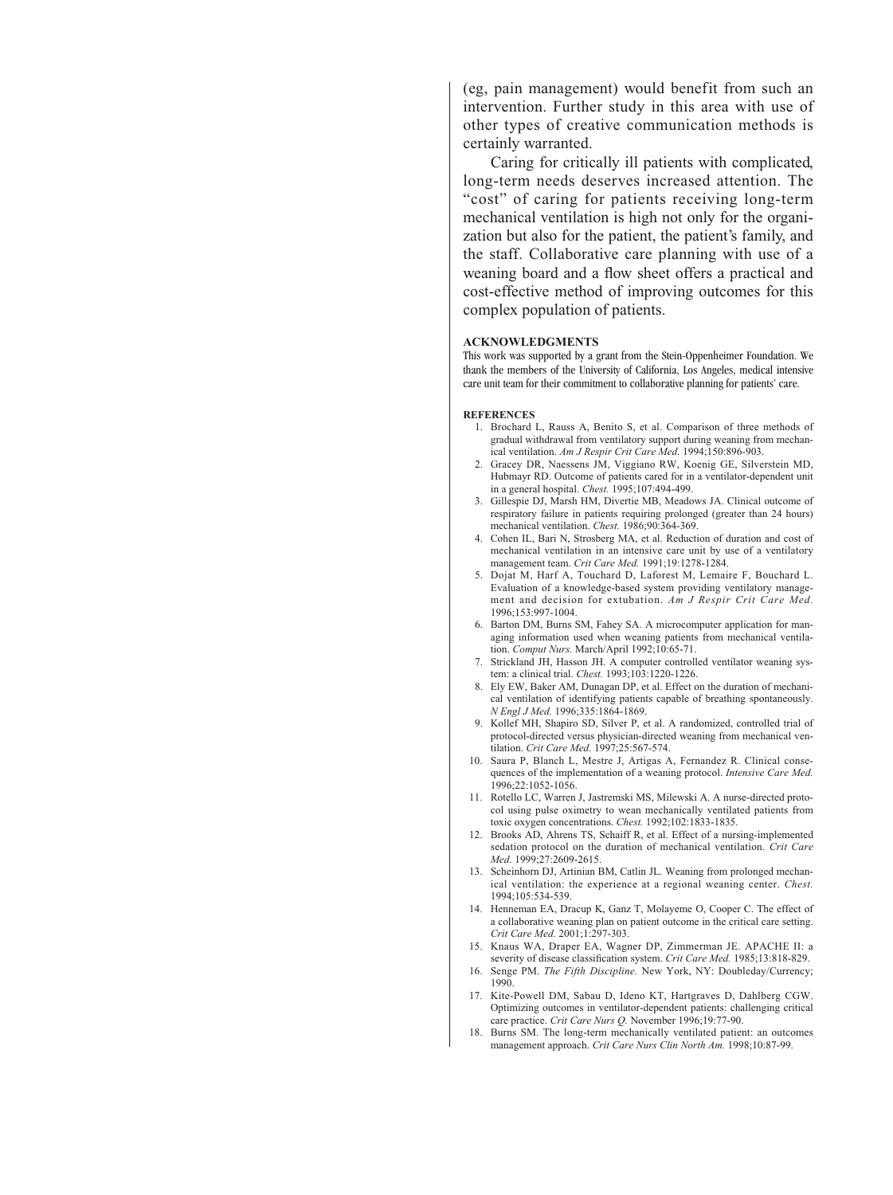(eg, pain management) would benefit from such an intervention. Further study in this area with use of other types of creative communication methods is certainly warranted.

Caring for critically ill patients with complicated, long-term needs deserves increased attention. The "cost" of caring for patients receiving long-term mechanical ventilation is high not only for the organization but also for the patient, the patient's family, and the staff. Collaborative care planning with use of a weaning board and a flow sheet offers a practical and cost-effective method of improving outcomes for this complex population of patients.

## ACKNOWLEDGMENTS

This work was supported by a grant from the Stein-Oppenheimer Foundation. We thank the members of the University of California, Los Angeles, medical intensive care unit team for their commitment to collaborative planning for patients' care.

## REFERENCES

1. Brochard L, Rauss A, Benito S, et al. Comparison of three methods of gradual withdrawal from ventilatory support during weaning from mechanical ventilation. *Am J Respir Crit Care Med.* 1994;150:896-903.
2. Gracey DR, Naessens JM, Viggiano RW, Koenig GE, Silverstein MD, Hubmayr RD. Outcome of patients cared for in a ventilator-dependent unit in a general hospital. *Chest.* 1995;107:494-499.
3. Gillespie DJ, Marsh HM, Divertie MB, Meadows JA. Clinical outcome of respiratory failure in patients requiring prolonged (greater than 24 hours) mechanical ventilation. *Chest.* 1986;90:364-369.
4. Cohen IL, Bari N, Strosberg MA, et al. Reduction of duration and cost of mechanical ventilation in an intensive care unit by use of a ventilatory management team. *Crit Care Med.* 1991;19:1278-1284.
5. Dojat M, Harf A, Touchard D, Laforest M, Lemaire F, Bouchard L. Evaluation of a knowledge-based system providing ventilatory management and decision for extubation. *Am J Respir Crit Care Med.* 1996;153:997-1004.
6. Barton DM, Burns SM, Fahey SA. A microcomputer application for managing information used when weaning patients from mechanical ventilation. *Comput Nurs.* March/April 1992;10:65-71.
7. Strickland JH, Hasson JH. A computer controlled ventilator weaning system: a clinical trial. *Chest.* 1993;103:1220-1226.
8. Ely EW, Baker AM, Dunagan DP, et al. Effect on the duration of mechanical ventilation of identifying patients capable of breathing spontaneously. *N Engl J Med.* 1996;335:1864-1869.
9. Kollef MH, Shapiro SD, Silver P, et al. A randomized, controlled trial of protocol-directed versus physician-directed weaning from mechanical ventilation. *Crit Care Med.* 1997;25:567-574.
10. Saura P, Blanch L, Mestre J, Artigas A, Fernandez R. Clinical consequences of the implementation of a weaning protocol. *Intensive Care Med.* 1996;22:1052-1056.
11. Rotello LC, Warren J, Jastremski MS, Milewski A. A nurse-directed protocol using pulse oximetry to wean mechanically ventilated patients from toxic oxygen concentrations. *Chest.* 1992;102:1833-1835.
12. Brooks AD, Ahrens TS, Schaiff R, et al. Effect of a nursing-implemented sedation protocol on the duration of mechanical ventilation. *Crit Care Med.* 1999;27:2609-2615.
13. Scheinhorn DJ, Artinian BM, Catlin JL. Weaning from prolonged mechanical ventilation: the experience at a regional weaning center. *Chest.* 1994;105:534-539.
14. Henneman EA, Dracup K, Ganz T, Molayeme O, Cooper C. The effect of a collaborative weaning plan on patient outcome in the critical care setting. *Crit Care Med.* 2001;1:297-303.
15. Knaus WA, Draper EA, Wagner DP, Zimmerman JE. APACHE II: a severity of disease classification system. *Crit Care Med.* 1985;13:818-829.
16. Senge PM. *The Fifth Discipline.* New York, NY: Doubleday/Currency; 1990.
17. Kite-Powell DM, Sabau D, Ideno KT, Hartgraves D, Dahlberg CGW. Optimizing outcomes in ventilator-dependent patients: challenging critical care practice. *Crit Care Nurs Q.* November 1996;19:77-90.
18. Burns SM. The long-term mechanically ventilated patient: an outcomes management approach. *Crit Care Nurs Clin North Am.* 1998;10:87-99.